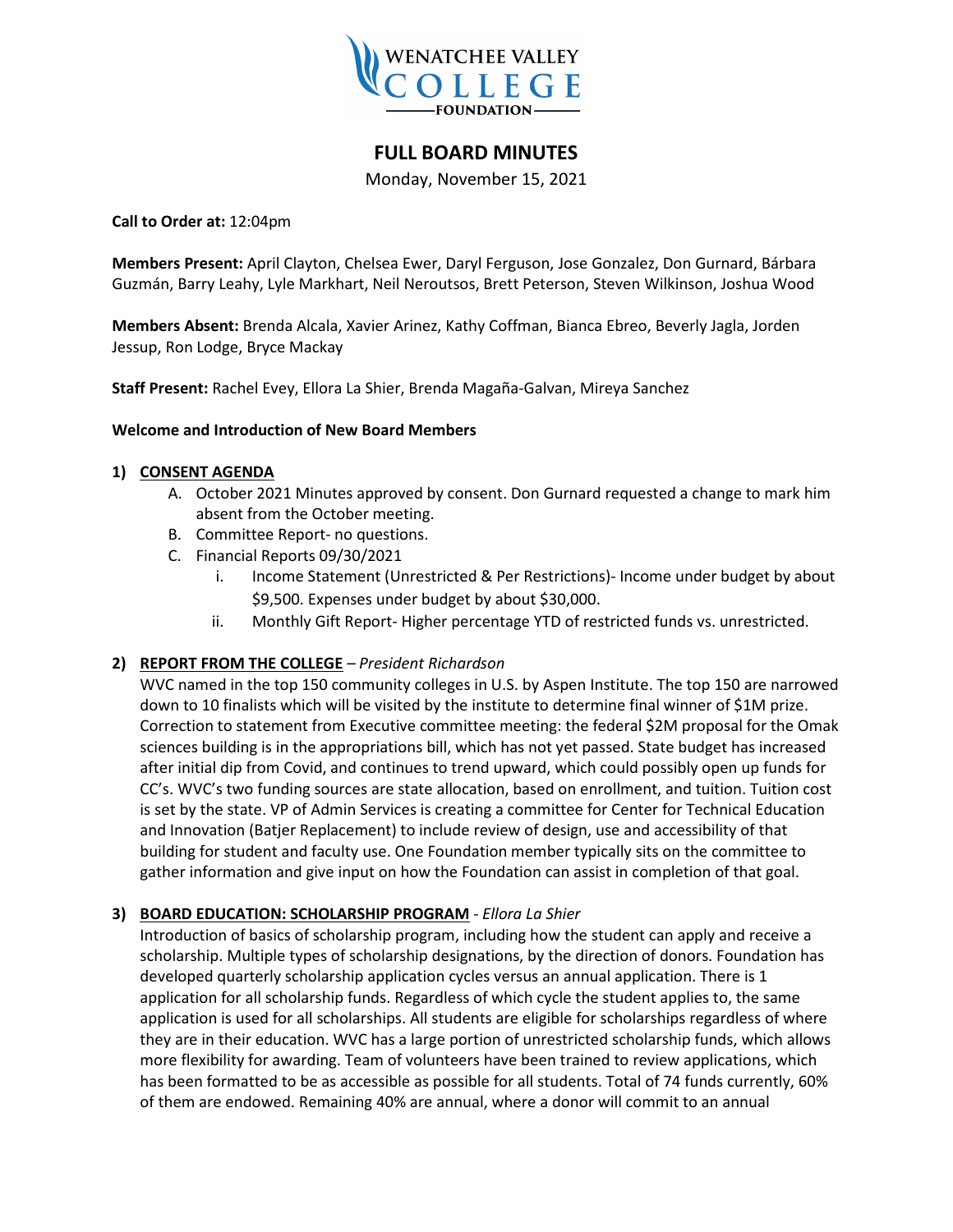# FULL BOARD MINUTES

Monday, November 15, 2021

**Call to Order at:** 12:04pm

**Members Present:** April Clayton, Chelsea Ewer, Daryl Ferguson, Jose Gonzalez, Don Gurnard, Bárbara Guzmán, Barry Leahy, Lyle Markhart, Neil Neroutsos, Brett Peterson, Steven Wilkinson, Joshua Wood

**Members Absent:** Brenda Alcala, Xavier Arinez, Kathy Coffman, Bianca Ebreo, Beverly Jagla, Jorden Jessup, Ron Lodge, Bryce Mackay

**Staff Present:** Rachel Evey, Ellora La Shier, Brenda Magaña-Galvan, Mireya Sanchez

**Welcome and Introduction of New Board Members**

1) **CONSENT AGENDA**
   - A. October 2021 Minutes approved by consent. Don Gurnard requested a change to mark him absent from the October meeting.
   - B. Committee Report- no questions.
   - C. Financial Reports 09/30/2021
     - i. Income Statement (Unrestricted & Per Restrictions)- Income under budget by about $9,500. Expenses under budget by about $30,000.
     - ii. Monthly Gift Report- Higher percentage YTD of restricted funds vs. unrestricted.

2) **REPORT FROM THE COLLEGE** – *President Richardson*

   WVC named in the top 150 community colleges in U.S. by Aspen Institute. The top 150 are narrowed down to 10 finalists which will be visited by the institute to determine final winner of $1M prize. Correction to statement from Executive committee meeting: the federal $2M proposal for the Omak sciences building is in the appropriations bill, which has not yet passed. State budget has increased after initial dip from Covid, and continues to trend upward, which could possibly open up funds for CC's. WVC's two funding sources are state allocation, based on enrollment, and tuition. Tuition cost is set by the state. VP of Admin Services is creating a committee for Center for Technical Education and Innovation (Batjer Replacement) to include review of design, use and accessibility of that building for student and faculty use. One Foundation member typically sits on the committee to gather information and give input on how the Foundation can assist in completion of that goal.

3) **BOARD EDUCATION: SCHOLARSHIP PROGRAM** - *Ellora La Shier*

   Introduction of basics of scholarship program, including how the student can apply and receive a scholarship. Multiple types of scholarship designations, by the direction of donors. Foundation has developed quarterly scholarship application cycles versus an annual application. There is 1 application for all scholarship funds. Regardless of which cycle the student applies to, the same application is used for all scholarships. All students are eligible for scholarships regardless of where they are in their education. WVC has a large portion of unrestricted scholarship funds, which allows more flexibility for awarding. Team of volunteers have been trained to review applications, which has been formatted to be as accessible as possible for all students. Total of 74 funds currently, 60% of them are endowed. Remaining 40% are annual, where a donor will commit to an annual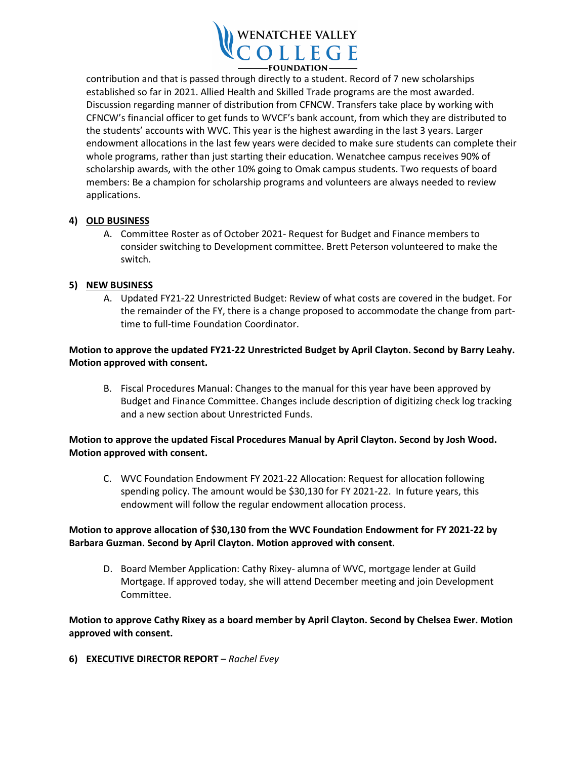contribution and that is passed through directly to a student. Record of 7 new scholarships established so far in 2021. Allied Health and Skilled Trade programs are the most awarded. Discussion regarding manner of distribution from CFNCW. Transfers take place by working with CFNCW's financial officer to get funds to WVCF's bank account, from which they are distributed to the students' accounts with WVC. This year is the highest awarding in the last 3 years. Larger endowment allocations in the last few years were decided to make sure students can complete their whole programs, rather than just starting their education. Wenatchee campus receives 90% of scholarship awards, with the other 10% going to Omak campus students. Two requests of board members: Be a champion for scholarship programs and volunteers are always needed to review applications.

4) **OLD BUSINESS**

   A. Committee Roster as of October 2021- Request for Budget and Finance members to consider switching to Development committee. Brett Peterson volunteered to make the switch.

5) **NEW BUSINESS**

   A. Updated FY21-22 Unrestricted Budget: Review of what costs are covered in the budget. For the remainder of the FY, there is a change proposed to accommodate the change from part-time to full-time Foundation Coordinator.

**Motion to approve the updated FY21-22 Unrestricted Budget by April Clayton. Second by Barry Leahy. Motion approved with consent.**

   B. Fiscal Procedures Manual: Changes to the manual for this year have been approved by Budget and Finance Committee. Changes include description of digitizing check log tracking and a new section about Unrestricted Funds.

**Motion to approve the updated Fiscal Procedures Manual by April Clayton. Second by Josh Wood. Motion approved with consent.**

   C. WVC Foundation Endowment FY 2021-22 Allocation: Request for allocation following spending policy. The amount would be $30,130 for FY 2021-22. In future years, this endowment will follow the regular endowment allocation process.

**Motion to approve allocation of $30,130 from the WVC Foundation Endowment for FY 2021-22 by Barbara Guzman. Second by April Clayton. Motion approved with consent.**

   D. Board Member Application: Cathy Rixey- alumna of WVC, mortgage lender at Guild Mortgage. If approved today, she will attend December meeting and join Development Committee.

**Motion to approve Cathy Rixey as a board member by April Clayton. Second by Chelsea Ewer. Motion approved with consent.**

6) **EXECUTIVE DIRECTOR REPORT** – *Rachel Evey*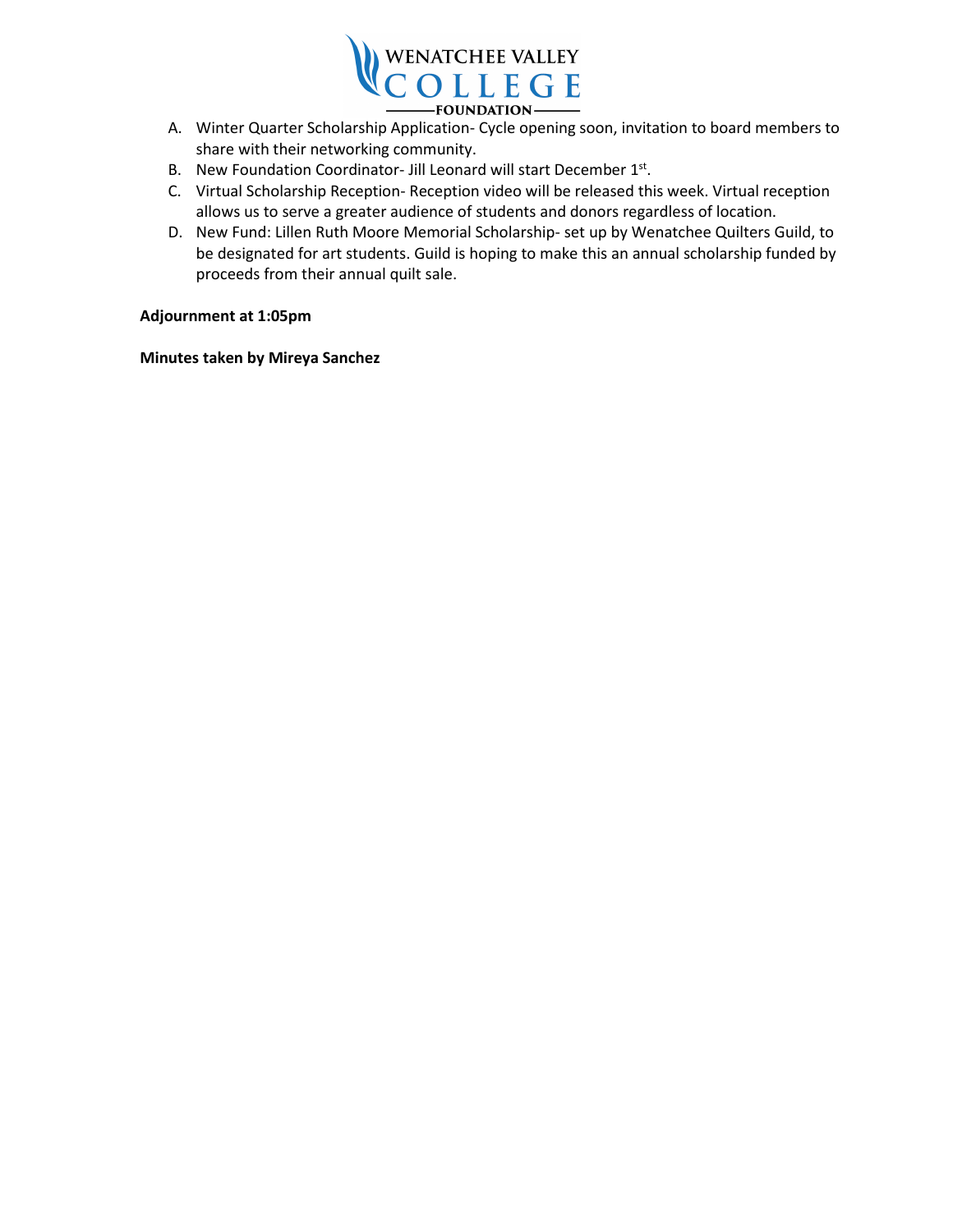A. Winter Quarter Scholarship Application- Cycle opening soon, invitation to board members to share with their networking community.
B. New Foundation Coordinator- Jill Leonard will start December 1st.
C. Virtual Scholarship Reception- Reception video will be released this week. Virtual reception allows us to serve a greater audience of students and donors regardless of location.
D. New Fund: Lillen Ruth Moore Memorial Scholarship- set up by Wenatchee Quilters Guild, to be designated for art students. Guild is hoping to make this an annual scholarship funded by proceeds from their annual quilt sale.

**Adjournment at 1:05pm**

**Minutes taken by Mireya Sanchez**